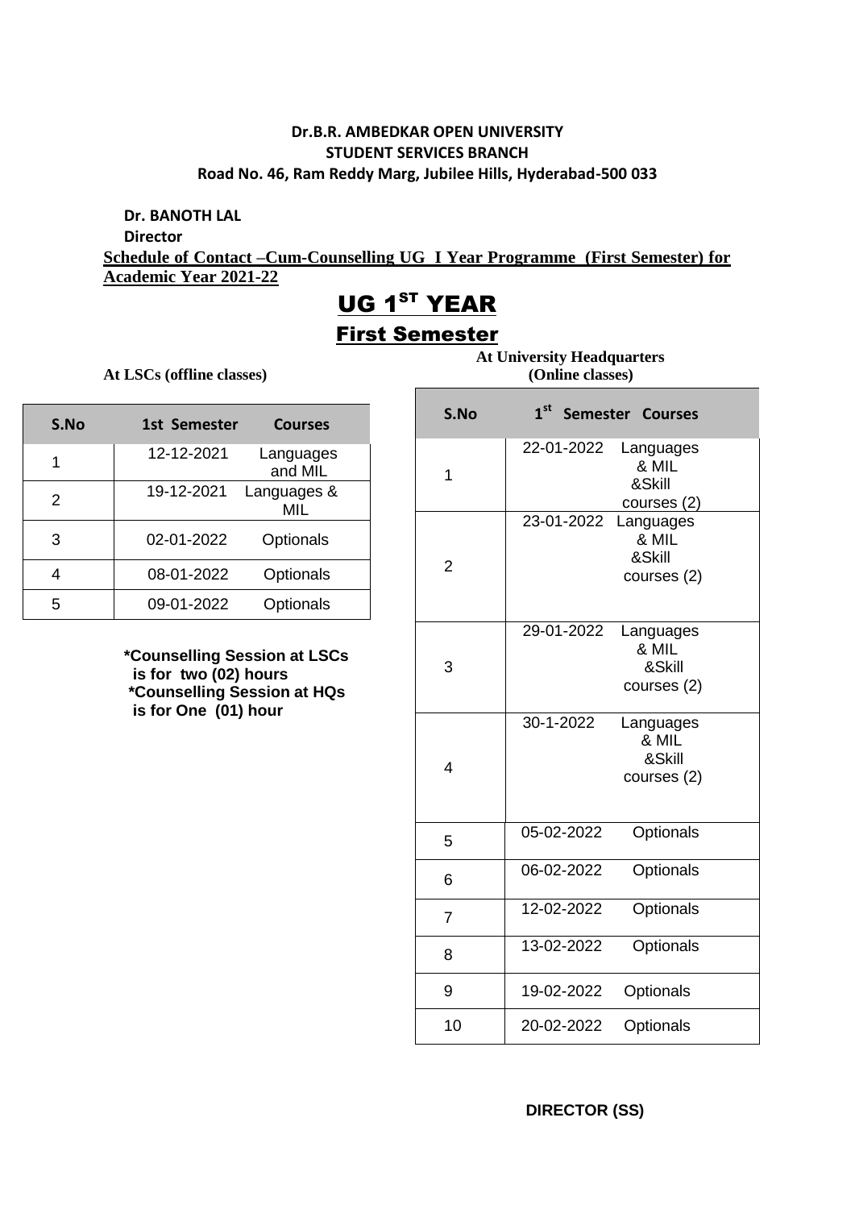**Dr.B.R. AMBEDKAR OPEN UNIVERSITY**
**STUDENT SERVICES BRANCH**
**Road No. 46, Ram Reddy Marg, Jubilee Hills, Hyderabad-500 033**

**Dr. BANOTH LAL**
**Director**

**Schedule of Contact –Cum-Counselling UG I Year Programme (First Semester) for Academic Year 2021-22**

# UG 1ST YEAR

## First Semester

**At LSCs (offline classes)**

| S.No | 1st Semester | Courses |
|---|---|---|
| 1 | 12-12-2021 | Languages and MIL |
| 2 | 19-12-2021 | Languages & MIL |
| 3 | 02-01-2022 | Optionals |
| 4 | 08-01-2022 | Optionals |
| 5 | 09-01-2022 | Optionals |

**\*Counselling Session at LSCs is for two (02) hours**
**\*Counselling Session at HQs is for One (01) hour**

**At University Headquarters (Online classes)**

| S.No | 1st Semester | Courses |
|---|---|---|
| 1 | 22-01-2022 | Languages & MIL &Skill courses (2) |
| 2 | 23-01-2022 | Languages & MIL &Skill courses (2) |
| 3 | 29-01-2022 | Languages & MIL &Skill courses (2) |
| 4 | 30-1-2022 | Languages & MIL &Skill courses (2) |
| 5 | 05-02-2022 | Optionals |
| 6 | 06-02-2022 | Optionals |
| 7 | 12-02-2022 | Optionals |
| 8 | 13-02-2022 | Optionals |
| 9 | 19-02-2022 | Optionals |
| 10 | 20-02-2022 | Optionals |

**DIRECTOR (SS)**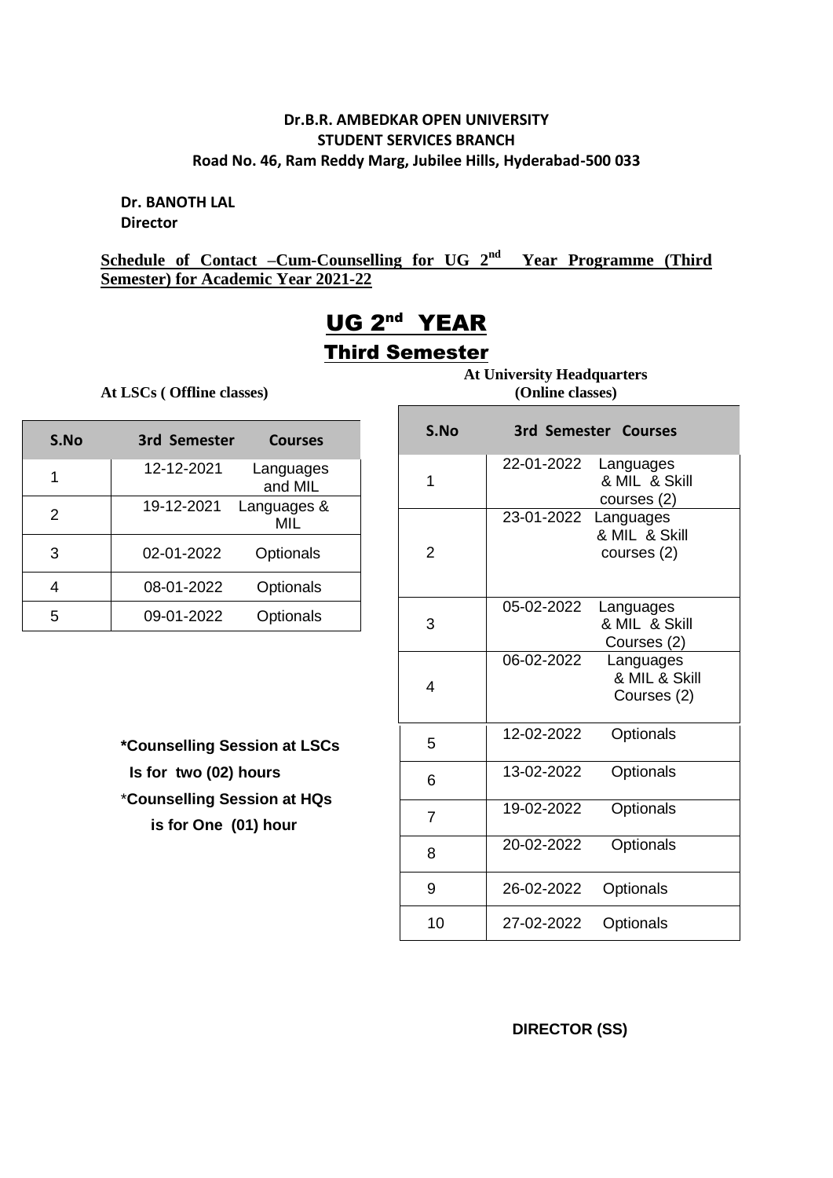**Dr.B.R. AMBEDKAR OPEN UNIVERSITY**
**STUDENT SERVICES BRANCH**
**Road No. 46, Ram Reddy Marg, Jubilee Hills, Hyderabad-500 033**

**Dr. BANOTH LAL**
**Director**

**Schedule of Contact –Cum-Counselling for UG 2nd Year Programme (Third Semester) for Academic Year 2021-22**

# UG 2nd YEAR

## Third Semester

**At LSCs ( Offline classes)**

| S.No | 3rd Semester | Courses |
|---|---|---|
| 1 | 12-12-2021 | Languages and MIL |
| 2 | 19-12-2021 | Languages & MIL |
| 3 | 02-01-2022 | Optionals |
| 4 | 08-01-2022 | Optionals |
| 5 | 09-01-2022 | Optionals |

**At University Headquarters (Online classes)**

| S.No | 3rd Semester | Courses |
|---|---|---|
| 1 | 22-01-2022 | Languages & MIL & Skill courses (2) |
| 2 | 23-01-2022 | Languages & MIL & Skill courses (2) |
| 3 | 05-02-2022 | Languages & MIL & Skill Courses (2) |
| 4 | 06-02-2022 | Languages & MIL & Skill Courses (2) |
| 5 | 12-02-2022 | Optionals |
| 6 | 13-02-2022 | Optionals |
| 7 | 19-02-2022 | Optionals |
| 8 | 20-02-2022 | Optionals |
| 9 | 26-02-2022 | Optionals |
| 10 | 27-02-2022 | Optionals |

**\*Counselling Session at LSCs Is for two (02) hours**

**\*Counselling Session at HQs is for One (01) hour**

**DIRECTOR (SS)**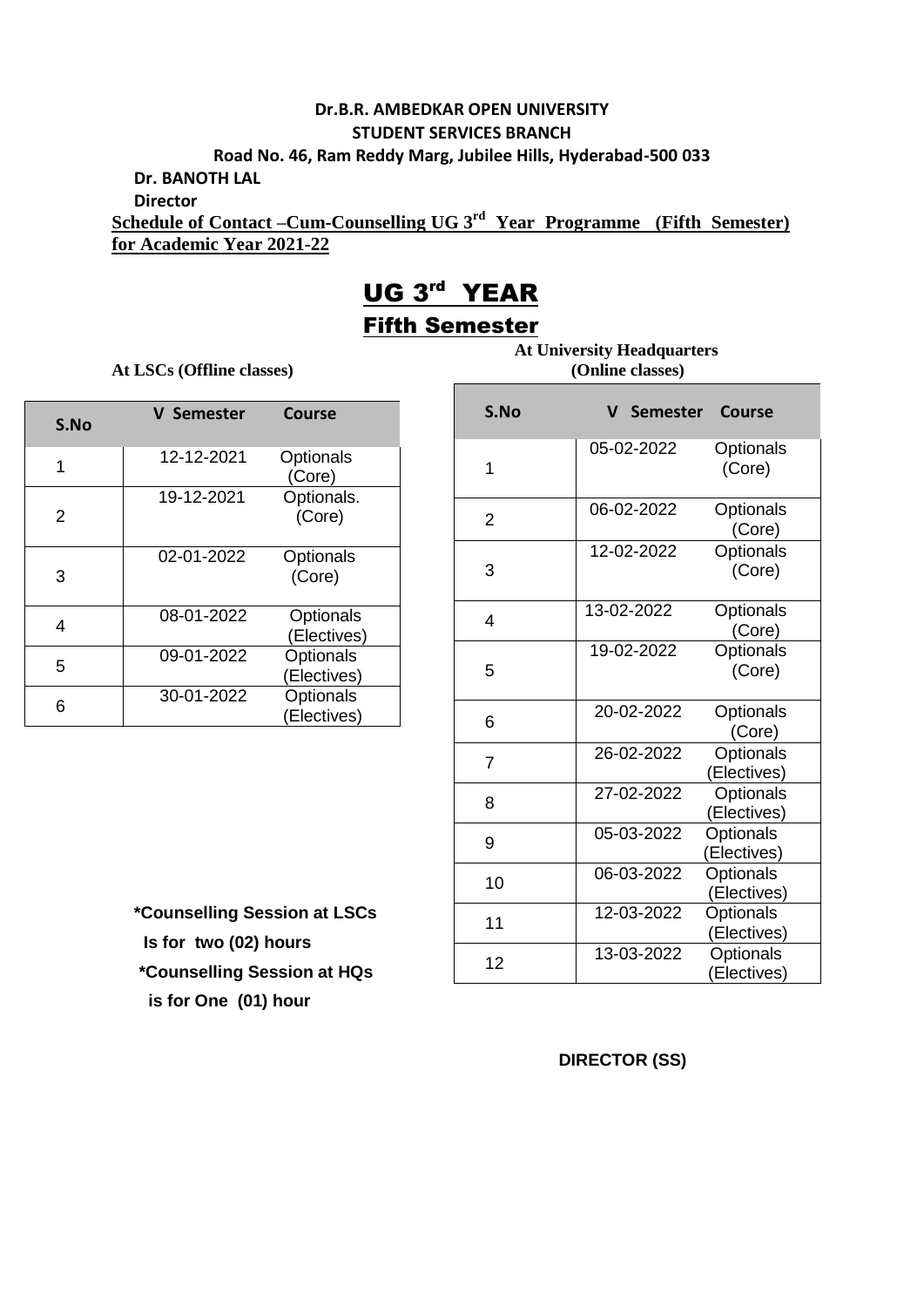**Dr.B.R. AMBEDKAR OPEN UNIVERSITY**

**STUDENT SERVICES BRANCH**

**Road No. 46, Ram Reddy Marg, Jubilee Hills, Hyderabad-500 033**

**Dr. BANOTH LAL**

**Director**

**Schedule of Contact –Cum-Counselling UG 3rd Year Programme (Fifth Semester) for Academic Year 2021-22**

# UG 3rd YEAR

## Fifth Semester

**At LSCs (Offline classes)**

| S.No | V Semester | Course |
|---|---|---|
| 1 | 12-12-2021 | Optionals (Core) |
| 2 | 19-12-2021 | Optionals. (Core) |
| 3 | 02-01-2022 | Optionals (Core) |
| 4 | 08-01-2022 | Optionals (Electives) |
| 5 | 09-01-2022 | Optionals (Electives) |
| 6 | 30-01-2022 | Optionals (Electives) |

**At University Headquarters (Online classes)**

| S.No | V Semester | Course |
|---|---|---|
| 1 | 05-02-2022 | Optionals (Core) |
| 2 | 06-02-2022 | Optionals (Core) |
| 3 | 12-02-2022 | Optionals (Core) |
| 4 | 13-02-2022 | Optionals (Core) |
| 5 | 19-02-2022 | Optionals (Core) |
| 6 | 20-02-2022 | Optionals (Core) |
| 7 | 26-02-2022 | Optionals (Electives) |
| 8 | 27-02-2022 | Optionals (Electives) |
| 9 | 05-03-2022 | Optionals (Electives) |
| 10 | 06-03-2022 | Optionals (Electives) |
| 11 | 12-03-2022 | Optionals (Electives) |
| 12 | 13-03-2022 | Optionals (Electives) |

**\*Counselling Session at LSCs Is for two (02) hours**

**\*Counselling Session at HQs is for One (01) hour**

**DIRECTOR (SS)**